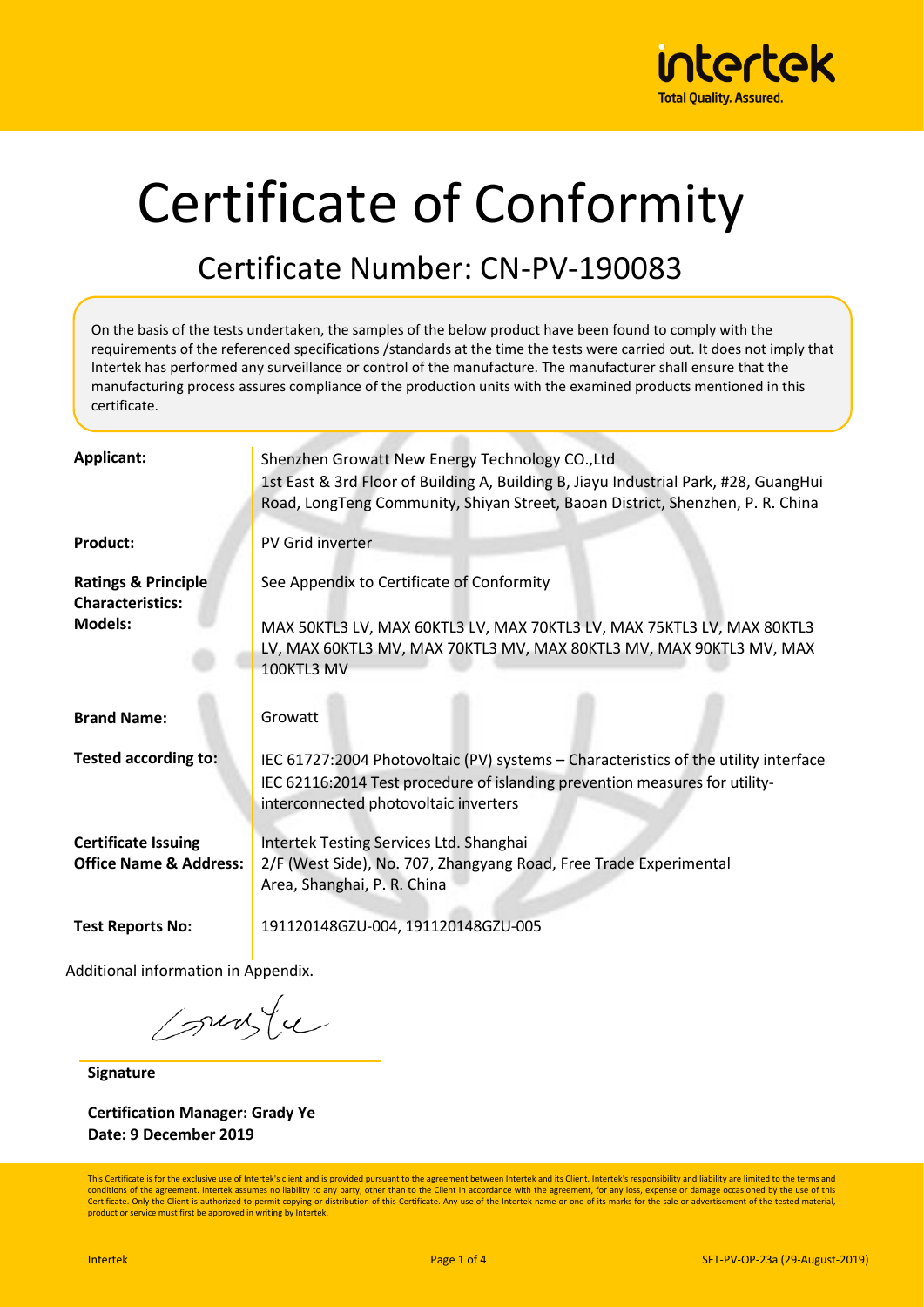# Certificate of Conformity

## Certificate Number: CN-PV-190083

On the basis of the tests undertaken, the samples of the below product have been found to comply with the requirements of the referenced specifications /standards at the time the tests were carried out. It does not imply that Intertek has performed any surveillance or control of the manufacture. The manufacturer shall ensure that the manufacturing process assures compliance of the production units with the examined products mentioned in this certificate.

| | |
|---|---|
| **Applicant:** | Shenzhen Growatt New Energy Technology CO.,Ltd<br>1st East & 3rd Floor of Building A, Building B, Jiayu Industrial Park, #28, GuangHui Road, LongTeng Community, Shiyan Street, Baoan District, Shenzhen, P. R. China |
| **Product:** | PV Grid inverter |
| **Ratings & Principle Characteristics:** | See Appendix to Certificate of Conformity |
| **Models:** | MAX 50KTL3 LV, MAX 60KTL3 LV, MAX 70KTL3 LV, MAX 75KTL3 LV, MAX 80KTL3 LV, MAX 60KTL3 MV, MAX 70KTL3 MV, MAX 80KTL3 MV, MAX 90KTL3 MV, MAX 100KTL3 MV |
| **Brand Name:** | Growatt |
| **Tested according to:** | IEC 61727:2004 Photovoltaic (PV) systems – Characteristics of the utility interface<br>IEC 62116:2014 Test procedure of islanding prevention measures for utility-interconnected photovoltaic inverters |
| **Certificate Issuing Office Name & Address:** | Intertek Testing Services Ltd. Shanghai<br>2/F (West Side), No. 707, Zhangyang Road, Free Trade Experimental Area, Shanghai, P. R. China |
| **Test Reports No:** | 191120148GZU-004, 191120148GZU-005 |

Additional information in Appendix.

**Signature**

**Certification Manager: Grady Ye**
**Date: 9 December 2019**

This Certificate is for the exclusive use of Intertek's client and is provided pursuant to the agreement between Intertek and its Client. Intertek's responsibility and liability are limited to the terms and conditions of the agreement. Intertek assumes no liability to any party, other than to the Client in accordance with the agreement, for any loss, expense or damage occasioned by the use of this Certificate. Only the Client is authorized to permit copying or distribution of this Certificate. Any use of the Intertek name or one of its marks for the sale or advertisement of the tested material, product or service must first be approved in writing by Intertek.

SFT-PV-OP-23a (29-August-2019)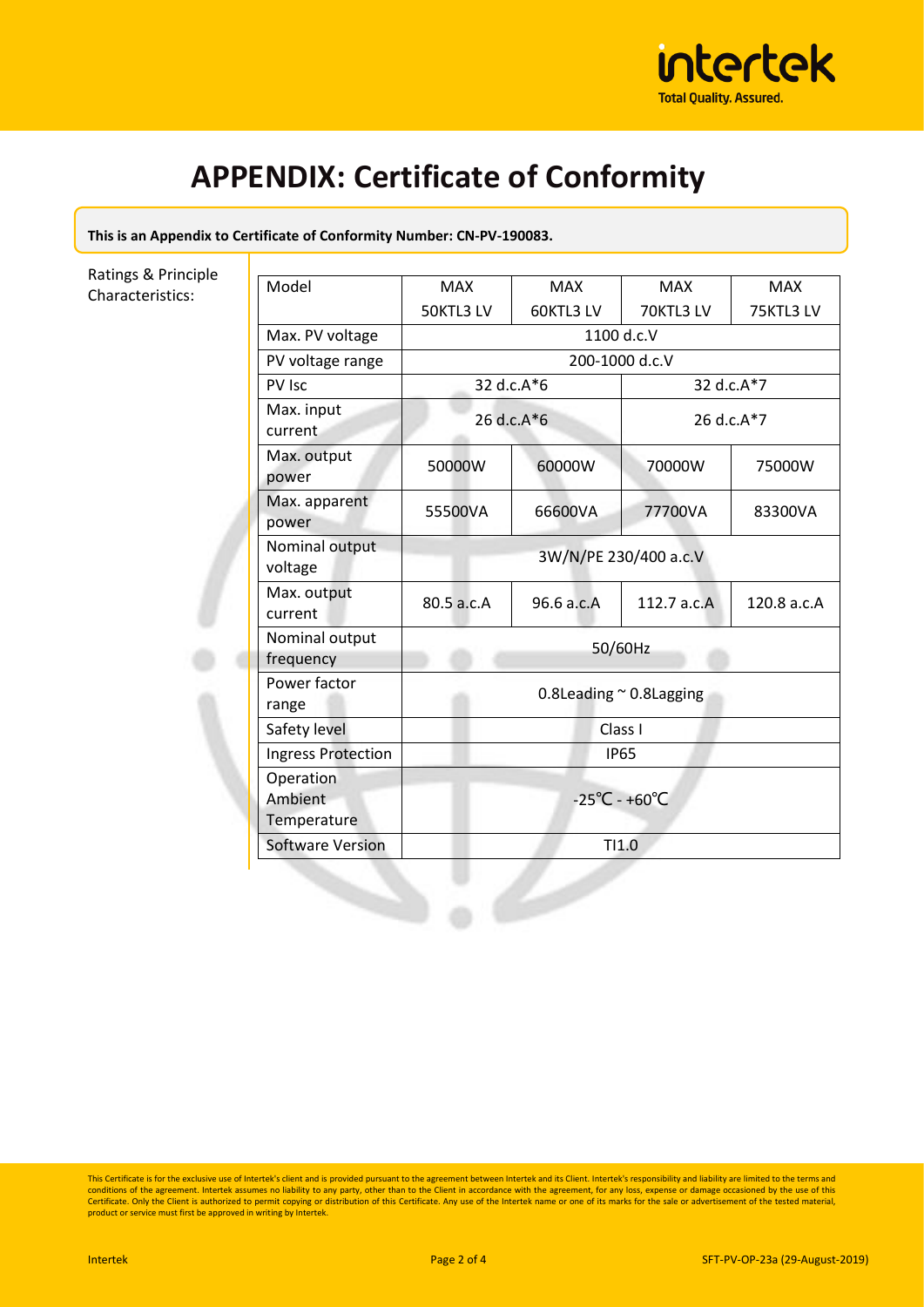# APPENDIX: Certificate of Conformity

**This is an Appendix to Certificate of Conformity Number: CN-PV-190083.**

Ratings & Principle Characteristics:

| Model | MAX 50KTL3 LV | MAX 60KTL3 LV | MAX 70KTL3 LV | MAX 75KTL3 LV |
|---|---|---|---|---|
| Max. PV voltage | 1100 d.c.V | | | |
| PV voltage range | 200-1000 d.c.V | | | |
| PV Isc | 32 d.c.A*6 | | 32 d.c.A*7 | |
| Max. input current | 26 d.c.A*6 | | 26 d.c.A*7 | |
| Max. output power | 50000W | 60000W | 70000W | 75000W |
| Max. apparent power | 55500VA | 66600VA | 77700VA | 83300VA |
| Nominal output voltage | 3W/N/PE 230/400 a.c.V | | | |
| Max. output current | 80.5 a.c.A | 96.6 a.c.A | 112.7 a.c.A | 120.8 a.c.A |
| Nominal output frequency | 50/60Hz | | | |
| Power factor range | 0.8Leading ~ 0.8Lagging | | | |
| Safety level | Class I | | | |
| Ingress Protection | IP65 | | | |
| Operation Ambient Temperature | -25℃ - +60℃ | | | |
| Software Version | TI1.0 | | | |

This Certificate is for the exclusive use of Intertek's client and is provided pursuant to the agreement between Intertek and its Client. Intertek's responsibility and liability are limited to the terms and conditions of the agreement. Intertek assumes no liability to any party, other than to the Client in accordance with the agreement, for any loss, expense or damage occasioned by the use of this Certificate. Only the Client is authorized to permit copying or distribution of this Certificate. Any use of the Intertek name or one of its marks for the sale or advertisement of the tested material, product or service must first be approved in writing by Intertek.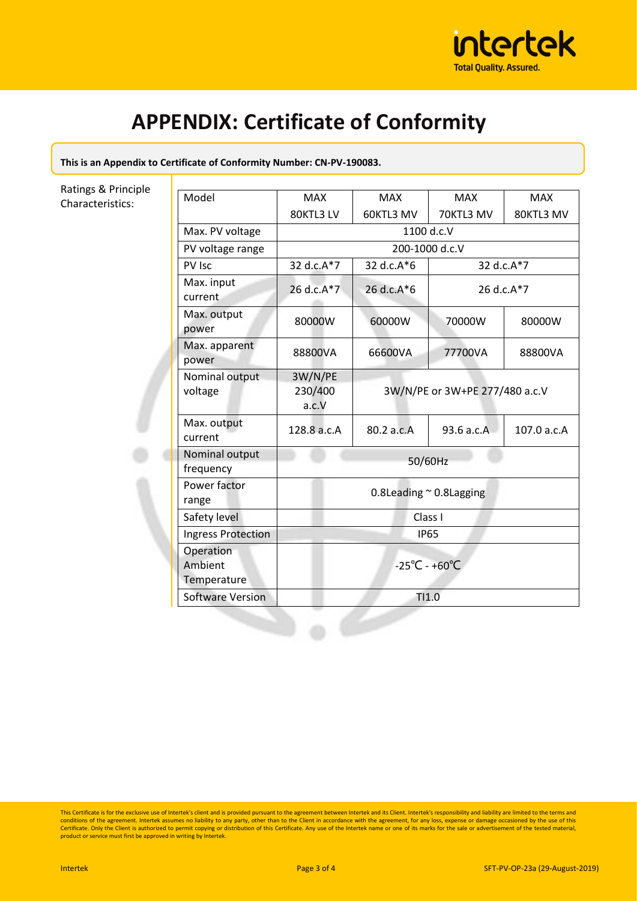# APPENDIX: Certificate of Conformity

**This is an Appendix to Certificate of Conformity Number: CN-PV-190083.**

Ratings & Principle Characteristics:

| Model | MAX 80KTL3 LV | MAX 60KTL3 MV | MAX 70KTL3 MV | MAX 80KTL3 MV |
|---|---|---|---|---|
| Max. PV voltage | 1100 d.c.V | | | |
| PV voltage range | 200-1000 d.c.V | | | |
| PV Isc | 32 d.c.A*7 | 32 d.c.A*6 | 32 d.c.A*7 | |
| Max. input current | 26 d.c.A*7 | 26 d.c.A*6 | 26 d.c.A*7 | |
| Max. output power | 80000W | 60000W | 70000W | 80000W |
| Max. apparent power | 88800VA | 66600VA | 77700VA | 88800VA |
| Nominal output voltage | 3W/N/PE 230/400 a.c.V | 3W/N/PE or 3W+PE 277/480 a.c.V | | |
| Max. output current | 128.8 a.c.A | 80.2 a.c.A | 93.6 a.c.A | 107.0 a.c.A |
| Nominal output frequency | 50/60Hz | | | |
| Power factor range | 0.8Leading ~ 0.8Lagging | | | |
| Safety level | Class I | | | |
| Ingress Protection | IP65 | | | |
| Operation Ambient Temperature | -25℃ - +60℃ | | | |
| Software Version | TI1.0 | | | |

This Certificate is for the exclusive use of Intertek's client and is provided pursuant to the agreement between Intertek and its Client. Intertek's responsibility and liability are limited to the terms and conditions of the agreement. Intertek assumes no liability to any party, other than to the Client in accordance with the agreement, for any loss, expense or damage occasioned by the use of this Certificate. Only the Client is authorized to permit copying or distribution of this Certificate. Any use of the Intertek name or one of its marks for the sale or advertisement of the tested material, product or service must first be approved in writing by Intertek.

SFT-PV-OP-23a (29-August-2019)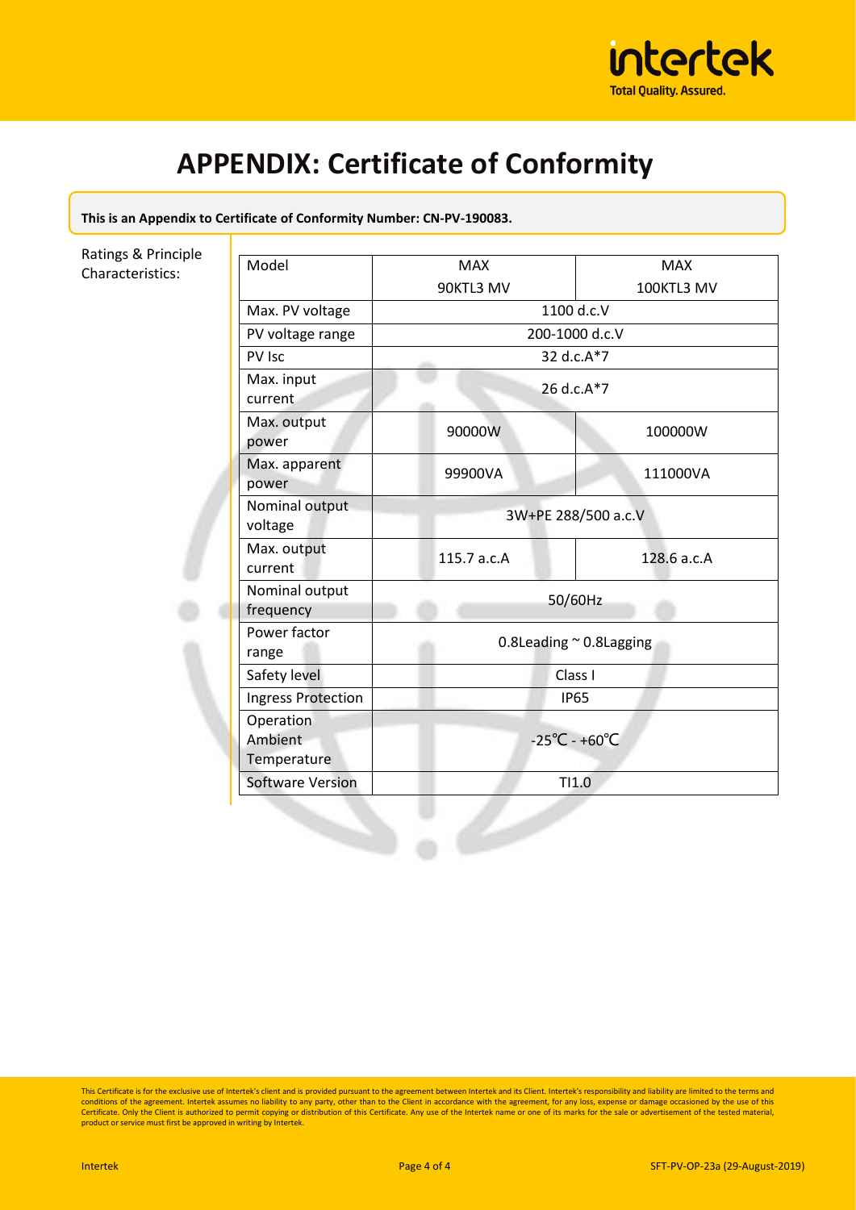# APPENDIX: Certificate of Conformity

**This is an Appendix to Certificate of Conformity Number: CN-PV-190083.**

Ratings & Principle Characteristics:

| Model | MAX 90KTL3 MV | MAX 100KTL3 MV |
|---|---|---|
| Max. PV voltage | 1100 d.c.V | |
| PV voltage range | 200-1000 d.c.V | |
| PV Isc | 32 d.c.A*7 | |
| Max. input current | 26 d.c.A*7 | |
| Max. output power | 90000W | 100000W |
| Max. apparent power | 99900VA | 111000VA |
| Nominal output voltage | 3W+PE 288/500 a.c.V | |
| Max. output current | 115.7 a.c.A | 128.6 a.c.A |
| Nominal output frequency | 50/60Hz | |
| Power factor range | 0.8Leading ~ 0.8Lagging | |
| Safety level | Class I | |
| Ingress Protection | IP65 | |
| Operation Ambient Temperature | -25℃ - +60℃ | |
| Software Version | TI1.0 | |

This Certificate is for the exclusive use of Intertek's client and is provided pursuant to the agreement between Intertek and its Client. Intertek's responsibility and liability are limited to the terms and conditions of the agreement. Intertek assumes no liability to any party, other than to the Client in accordance with the agreement, for any loss, expense or damage occasioned by the use of this Certificate. Only the Client is authorized to permit copying or distribution of this Certificate. Any use of the Intertek name or one of its marks for the sale or advertisement of the tested material, product or service must first be approved in writing by Intertek.

Intertek SFT-PV-OP-23a (29-August-2019)